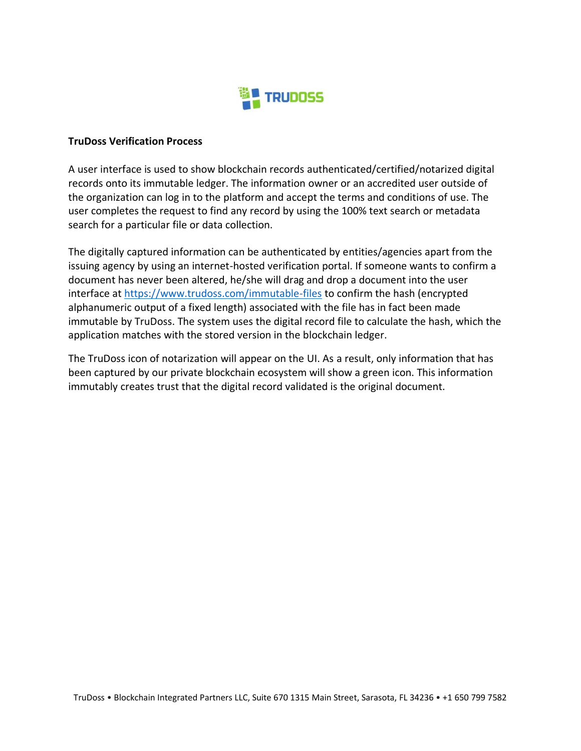**TruDoss Verification Process**

A user interface is used to show blockchain records authenticated/certified/notarized digital records onto its immutable ledger. The information owner or an accredited user outside of the organization can log in to the platform and accept the terms and conditions of use. The user completes the request to find any record by using the 100% text search or metadata search for a particular file or data collection.

The digitally captured information can be authenticated by entities/agencies apart from the issuing agency by using an internet-hosted verification portal. If someone wants to confirm a document has never been altered, he/she will drag and drop a document into the user interface at [https://www.trudoss.com/immutable-files](https://www.trudoss.com/immutable-files) to confirm the hash (encrypted alphanumeric output of a fixed length) associated with the file has in fact been made immutable by TruDoss. The system uses the digital record file to calculate the hash, which the application matches with the stored version in the blockchain ledger.

The TruDoss icon of notarization will appear on the UI. As a result, only information that has been captured by our private blockchain ecosystem will show a green icon. This information immutably creates trust that the digital record validated is the original document.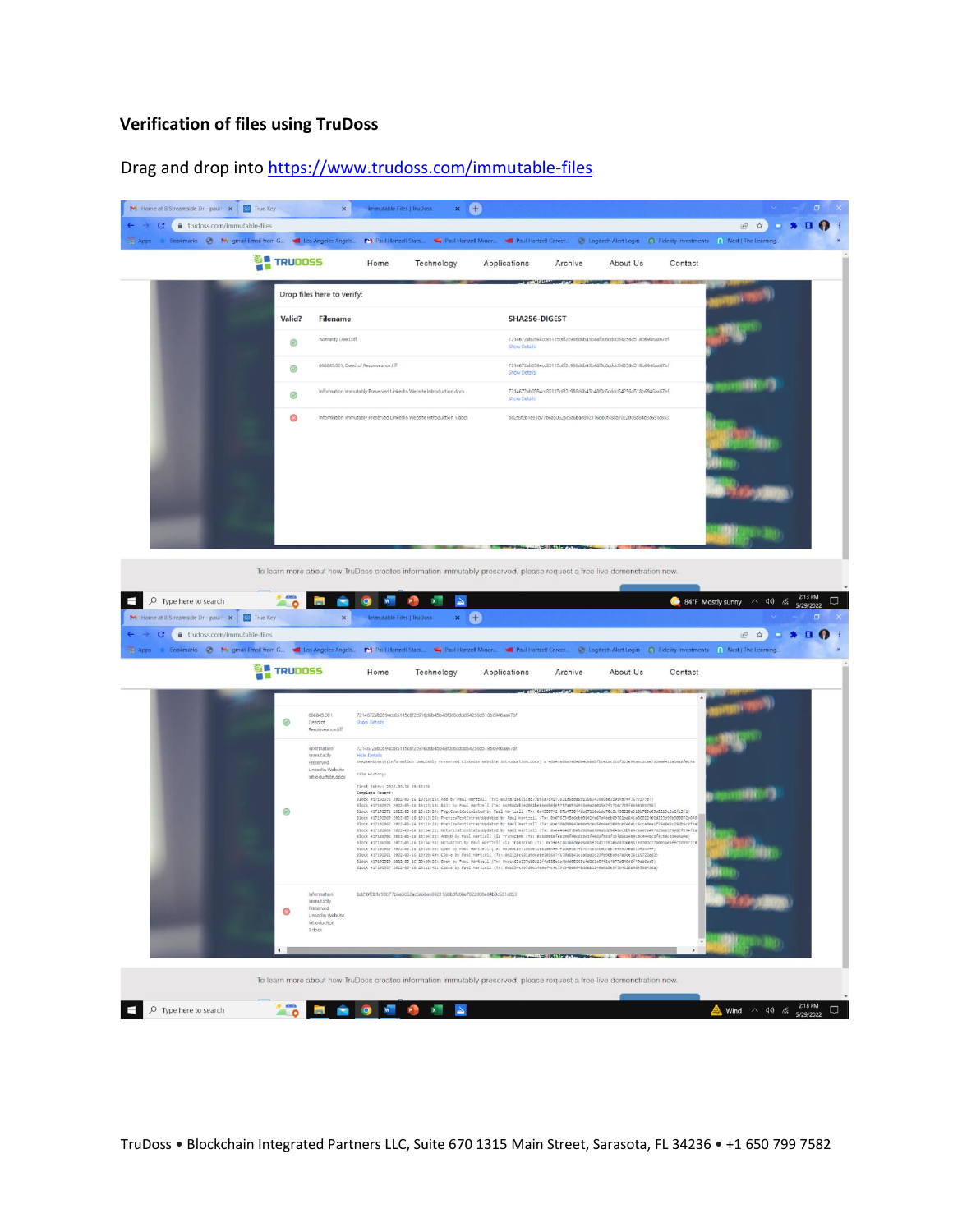**Verification of files using TruDoss**

Drag and drop into [https://www.trudoss.com/immutable-files](https://www.trudoss.com/immutable-files)

TruDoss • Blockchain Integrated Partners LLC, Suite 670 1315 Main Street, Sarasota, FL 34236 • +1 650 799 7582